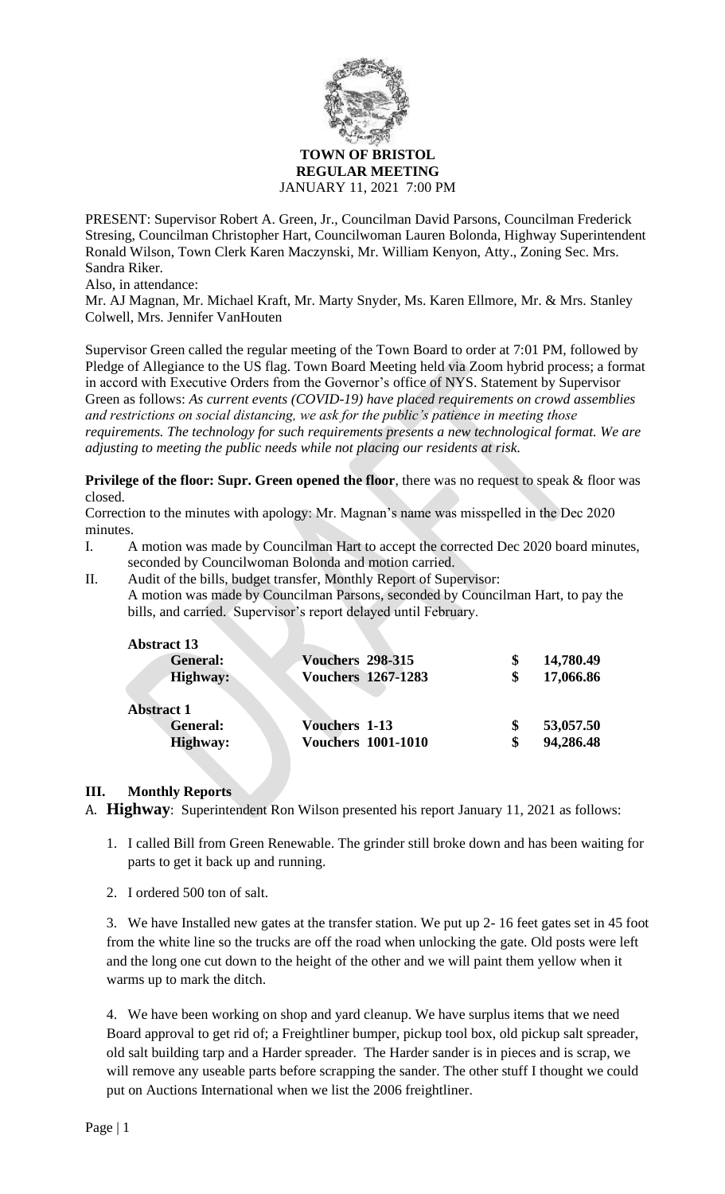# TOWN OF BRISTOL
## REGULAR MEETING
JANUARY 11, 2021 7:00 PM

PRESENT: Supervisor Robert A. Green, Jr., Councilman David Parsons, Councilman Frederick Stresing, Councilman Christopher Hart, Councilwoman Lauren Bolonda, Highway Superintendent Ronald Wilson, Town Clerk Karen Maczynski, Mr. William Kenyon, Atty., Zoning Sec. Mrs. Sandra Riker.

Also, in attendance:

Mr. AJ Magnan, Mr. Michael Kraft, Mr. Marty Snyder, Ms. Karen Ellmore, Mr. & Mrs. Stanley Colwell, Mrs. Jennifer VanHouten

Supervisor Green called the regular meeting of the Town Board to order at 7:01 PM, followed by Pledge of Allegiance to the US flag. Town Board Meeting held via Zoom hybrid process; a format in accord with Executive Orders from the Governor's office of NYS. Statement by Supervisor Green as follows: *As current events (COVID-19) have placed requirements on crowd assemblies and restrictions on social distancing, we ask for the public's patience in meeting those requirements. The technology for such requirements presents a new technological format. We are adjusting to meeting the public needs while not placing our residents at risk.*

**Privilege of the floor: Supr. Green opened the floor**, there was no request to speak & floor was closed.

Correction to the minutes with apology: Mr. Magnan's name was misspelled in the Dec 2020 minutes.

I. A motion was made by Councilman Hart to accept the corrected Dec 2020 board minutes, seconded by Councilwoman Bolonda and motion carried.

II. Audit of the bills, budget transfer, Monthly Report of Supervisor:
A motion was made by Councilman Parsons, seconded by Councilman Hart, to pay the bills, and carried. Supervisor's report delayed until February.

| | | | |
|---|---|---|---|
| **Abstract 13** | | | |
| **General:** | **Vouchers 298-315** | **$** | **14,780.49** |
| **Highway:** | **Vouchers 1267-1283** | **$** | **17,066.86** |
| **Abstract 1** | | | |
| **General:** | **Vouchers 1-13** | **$** | **53,057.50** |
| **Highway:** | **Vouchers 1001-1010** | **$** | **94,286.48** |

## III. Monthly Reports

A. **Highway**: Superintendent Ron Wilson presented his report January 11, 2021 as follows:

1. I called Bill from Green Renewable. The grinder still broke down and has been waiting for parts to get it back up and running.

2. I ordered 500 ton of salt.

3. We have Installed new gates at the transfer station. We put up 2- 16 feet gates set in 45 foot from the white line so the trucks are off the road when unlocking the gate. Old posts were left and the long one cut down to the height of the other and we will paint them yellow when it warms up to mark the ditch.

4. We have been working on shop and yard cleanup. We have surplus items that we need Board approval to get rid of; a Freightliner bumper, pickup tool box, old pickup salt spreader, old salt building tarp and a Harder spreader. The Harder sander is in pieces and is scrap, we will remove any useable parts before scrapping the sander. The other stuff I thought we could put on Auctions International when we list the 2006 freightliner.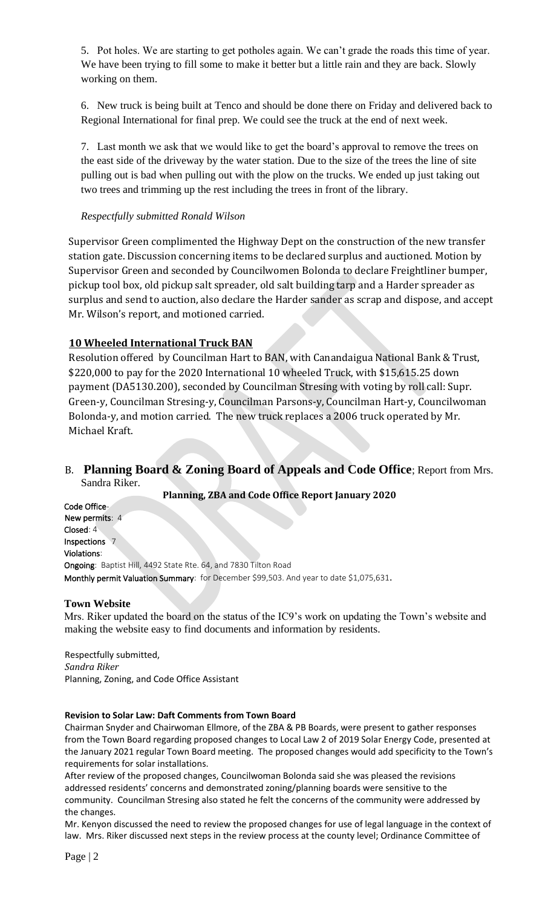5. Pot holes. We are starting to get potholes again. We can't grade the roads this time of year. We have been trying to fill some to make it better but a little rain and they are back. Slowly working on them.

6. New truck is being built at Tenco and should be done there on Friday and delivered back to Regional International for final prep. We could see the truck at the end of next week.

7. Last month we ask that we would like to get the board's approval to remove the trees on the east side of the driveway by the water station. Due to the size of the trees the line of site pulling out is bad when pulling out with the plow on the trucks. We ended up just taking out two trees and trimming up the rest including the trees in front of the library.

*Respectfully submitted Ronald Wilson*

Supervisor Green complimented the Highway Dept on the construction of the new transfer station gate. Discussion concerning items to be declared surplus and auctioned. Motion by Supervisor Green and seconded by Councilwomen Bolonda to declare Freightliner bumper, pickup tool box, old pickup salt spreader, old salt building tarp and a Harder spreader as surplus and send to auction, also declare the Harder sander as scrap and dispose, and accept Mr. Wilson's report, and motioned carried.

**10 Wheeled International Truck BAN**

Resolution offered by Councilman Hart to BAN, with Canandaigua National Bank & Trust, $220,000 to pay for the 2020 International 10 wheeled Truck, with $15,615.25 down payment (DA5130.200), seconded by Councilman Stresing with voting by roll call: Supr. Green-y, Councilman Stresing-y, Councilman Parsons-y, Councilman Hart-y, Councilwoman Bolonda-y, and motion carried. The new truck replaces a 2006 truck operated by Mr. Michael Kraft.

B. **Planning Board & Zoning Board of Appeals and Code Office**; Report from Mrs. Sandra Riker.

**Planning, ZBA and Code Office Report January 2020**

**Code Office**-
**New permits**: 4
**Closed**: 4
**Inspections** 7
**Violations**:
**Ongoing**: Baptist Hill, 4492 State Rte. 64, and 7830 Tilton Road
**Monthly permit Valuation Summary**: for December $99,503. And year to date $1,075,631.

**Town Website**

Mrs. Riker updated the board on the status of the IC9's work on updating the Town's website and making the website easy to find documents and information by residents.

Respectfully submitted,
*Sandra Riker*
Planning, Zoning, and Code Office Assistant

**Revision to Solar Law: Daft Comments from Town Board**

Chairman Snyder and Chairwoman Ellmore, of the ZBA & PB Boards, were present to gather responses from the Town Board regarding proposed changes to Local Law 2 of 2019 Solar Energy Code, presented at the January 2021 regular Town Board meeting. The proposed changes would add specificity to the Town's requirements for solar installations.

After review of the proposed changes, Councilwoman Bolonda said she was pleased the revisions addressed residents' concerns and demonstrated zoning/planning boards were sensitive to the community. Councilman Stresing also stated he felt the concerns of the community were addressed by the changes.

Mr. Kenyon discussed the need to review the proposed changes for use of legal language in the context of law. Mrs. Riker discussed next steps in the review process at the county level; Ordinance Committee of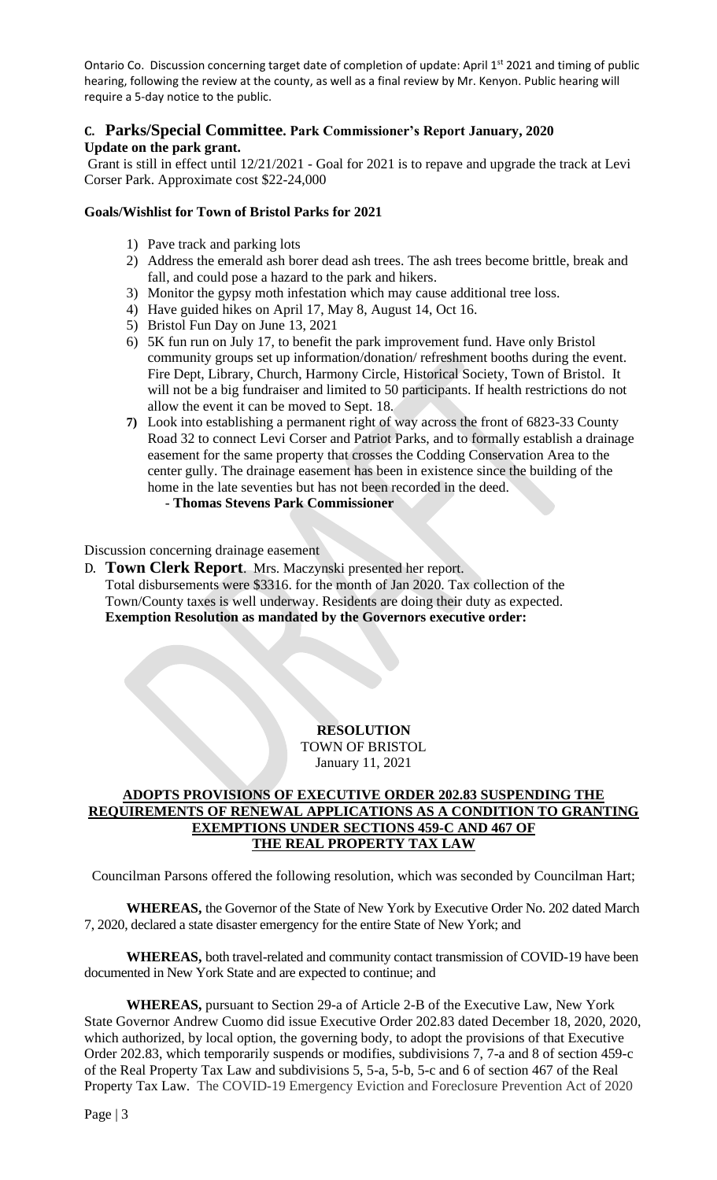Ontario Co. Discussion concerning target date of completion of update: April 1st 2021 and timing of public hearing, following the review at the county, as well as a final review by Mr. Kenyon. Public hearing will require a 5-day notice to the public.

### C. Parks/Special Committee. Park Commissioner's Report January, 2020

**Update on the park grant.**

Grant is still in effect until 12/21/2021 - Goal for 2021 is to repave and upgrade the track at Levi Corser Park. Approximate cost $22-24,000

**Goals/Wishlist for Town of Bristol Parks for 2021**

1) Pave track and parking lots
2) Address the emerald ash borer dead ash trees. The ash trees become brittle, break and fall, and could pose a hazard to the park and hikers.
3) Monitor the gypsy moth infestation which may cause additional tree loss.
4) Have guided hikes on April 17, May 8, August 14, Oct 16.
5) Bristol Fun Day on June 13, 2021
6) 5K fun run on July 17, to benefit the park improvement fund. Have only Bristol community groups set up information/donation/ refreshment booths during the event. Fire Dept, Library, Church, Harmony Circle, Historical Society, Town of Bristol. It will not be a big fundraiser and limited to 50 participants. If health restrictions do not allow the event it can be moved to Sept. 18.
7) Look into establishing a permanent right of way across the front of 6823-33 County Road 32 to connect Levi Corser and Patriot Parks, and to formally establish a drainage easement for the same property that crosses the Codding Conservation Area to the center gully. The drainage easement has been in existence since the building of the home in the late seventies but has not been recorded in the deed.

- **Thomas Stevens Park Commissioner**

Discussion concerning drainage easement

D. **Town Clerk Report**. Mrs. Maczynski presented her report.
Total disbursements were $3316. for the month of Jan 2020. Tax collection of the Town/County taxes is well underway. Residents are doing their duty as expected.
**Exemption Resolution as mandated by the Governors executive order:**

**RESOLUTION**
TOWN OF BRISTOL
January 11, 2021

**ADOPTS PROVISIONS OF EXECUTIVE ORDER 202.83 SUSPENDING THE REQUIREMENTS OF RENEWAL APPLICATIONS AS A CONDITION TO GRANTING EXEMPTIONS UNDER SECTIONS 459-C AND 467 OF THE REAL PROPERTY TAX LAW**

Councilman Parsons offered the following resolution, which was seconded by Councilman Hart;

**WHEREAS,** the Governor of the State of New York by Executive Order No. 202 dated March 7, 2020, declared a state disaster emergency for the entire State of New York; and

**WHEREAS,** both travel-related and community contact transmission of COVID-19 have been documented in New York State and are expected to continue; and

**WHEREAS,** pursuant to Section 29-a of Article 2-B of the Executive Law, New York State Governor Andrew Cuomo did issue Executive Order 202.83 dated December 18, 2020, 2020, which authorized, by local option, the governing body, to adopt the provisions of that Executive Order 202.83, which temporarily suspends or modifies, subdivisions 7, 7-a and 8 of section 459-c of the Real Property Tax Law and subdivisions 5, 5-a, 5-b, 5-c and 6 of section 467 of the Real Property Tax Law. The COVID-19 Emergency Eviction and Foreclosure Prevention Act of 2020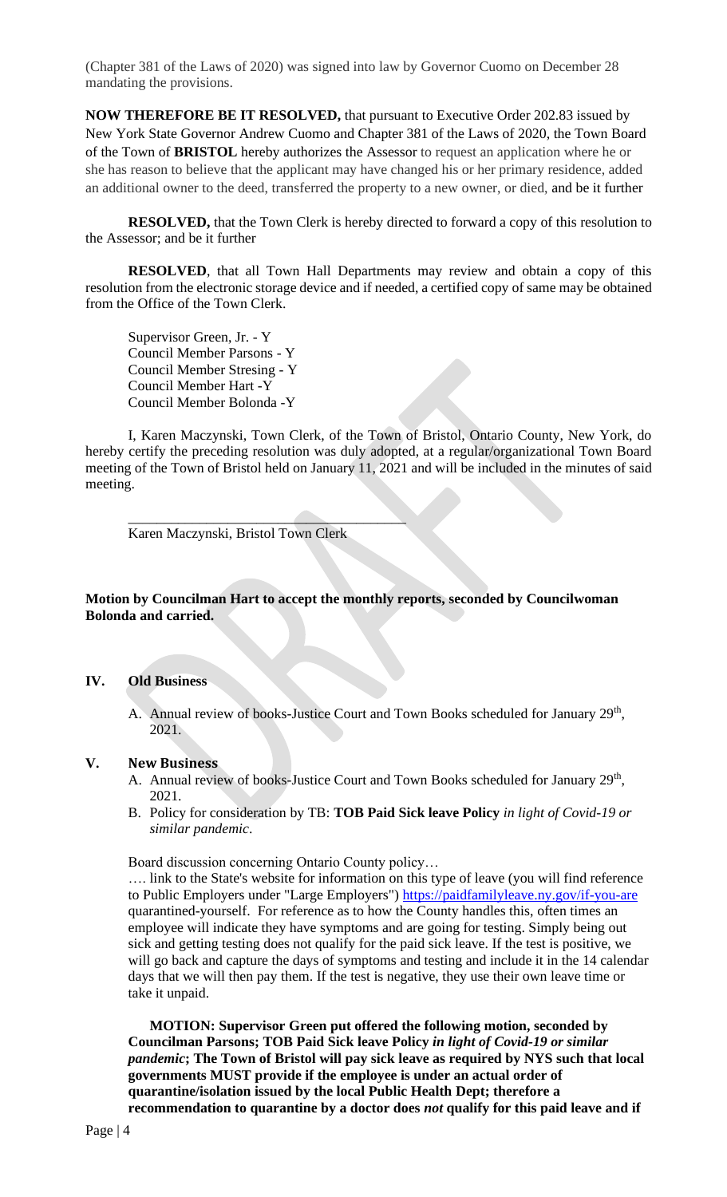(Chapter 381 of the Laws of 2020) was signed into law by Governor Cuomo on December 28 mandating the provisions.

**NOW THEREFORE BE IT RESOLVED,** that pursuant to Executive Order 202.83 issued by New York State Governor Andrew Cuomo and Chapter 381 of the Laws of 2020, the Town Board of the Town of **BRISTOL** hereby authorizes the Assessor to request an application where he or she has reason to believe that the applicant may have changed his or her primary residence, added an additional owner to the deed, transferred the property to a new owner, or died, and be it further

**RESOLVED,** that the Town Clerk is hereby directed to forward a copy of this resolution to the Assessor; and be it further

**RESOLVED**, that all Town Hall Departments may review and obtain a copy of this resolution from the electronic storage device and if needed, a certified copy of same may be obtained from the Office of the Town Clerk.

Supervisor Green, Jr. - Y
Council Member Parsons - Y
Council Member Stresing - Y
Council Member Hart -Y
Council Member Bolonda -Y

I, Karen Maczynski, Town Clerk, of the Town of Bristol, Ontario County, New York, do hereby certify the preceding resolution was duly adopted, at a regular/organizational Town Board meeting of the Town of Bristol held on January 11, 2021 and will be included in the minutes of said meeting.

\_\_\_\_\_\_\_\_\_\_\_\_\_\_\_\_\_\_\_\_\_\_\_\_\_\_\_\_\_\_\_\_\_\_\_\_\_\_\_
Karen Maczynski, Bristol Town Clerk

**Motion by Councilman Hart to accept the monthly reports, seconded by Councilwoman Bolonda and carried.**

## IV. Old Business

A. Annual review of books-Justice Court and Town Books scheduled for January 29th, 2021.

## V. New Business

A. Annual review of books-Justice Court and Town Books scheduled for January 29th, 2021.
B. Policy for consideration by TB: **TOB Paid Sick leave Policy** *in light of Covid-19 or similar pandemic*.

Board discussion concerning Ontario County policy…

…. link to the State's website for information on this type of leave (you will find reference to Public Employers under "Large Employers") https://paidfamilyleave.ny.gov/if-you-are quarantined-yourself. For reference as to how the County handles this, often times an employee will indicate they have symptoms and are going for testing. Simply being out sick and getting testing does not qualify for the paid sick leave. If the test is positive, we will go back and capture the days of symptoms and testing and include it in the 14 calendar days that we will then pay them. If the test is negative, they use their own leave time or take it unpaid.

**MOTION: Supervisor Green put offered the following motion, seconded by Councilman Parsons; TOB Paid Sick leave Policy** ***in light of Covid-19 or similar pandemic*****; The Town of Bristol will pay sick leave as required by NYS such that local governments MUST provide if the employee is under an actual order of quarantine/isolation issued by the local Public Health Dept; therefore a recommendation to quarantine by a doctor does** ***not*** **qualify for this paid leave and if**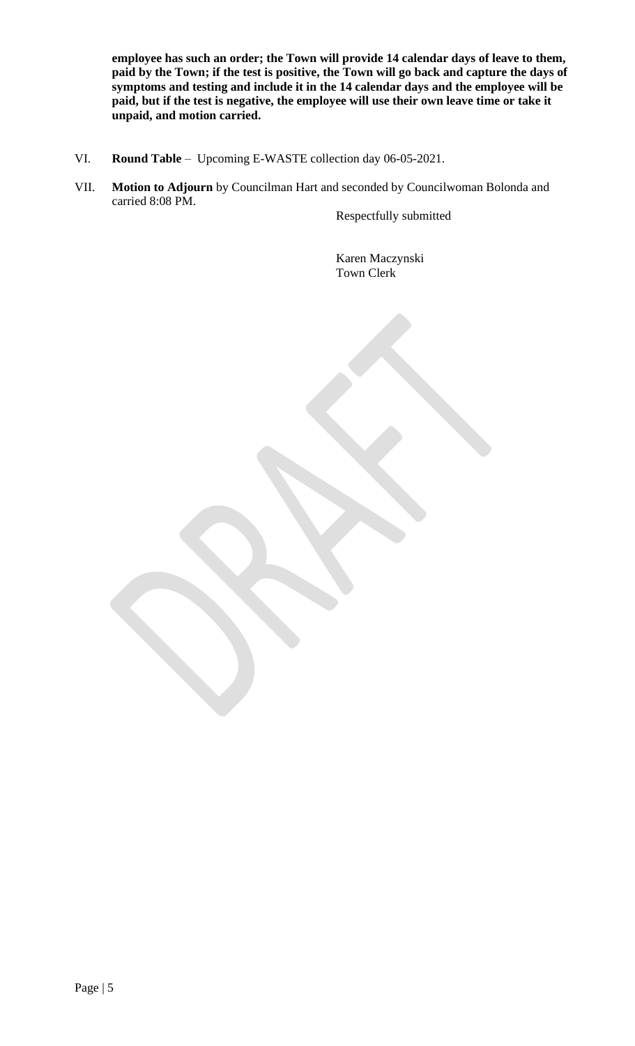**employee has such an order; the Town will provide 14 calendar days of leave to them, paid by the Town; if the test is positive, the Town will go back and capture the days of symptoms and testing and include it in the 14 calendar days and the employee will be paid, but if the test is negative, the employee will use their own leave time or take it unpaid, and motion carried.**

VI. **Round Table** – Upcoming E-WASTE collection day 06-05-2021.

VII. **Motion to Adjourn** by Councilman Hart and seconded by Councilwoman Bolonda and carried 8:08 PM.

Respectfully submitted

Karen Maczynski
Town Clerk

DRAFT